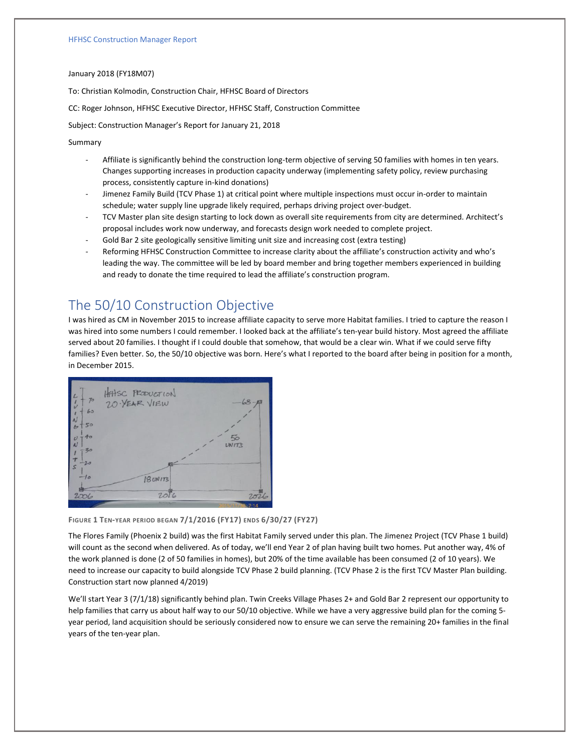HFHSC Construction Manager Report

January 2018 (FY18M07)

To: Christian Kolmodin, Construction Chair, HFHSC Board of Directors

CC: Roger Johnson, HFHSC Executive Director, HFHSC Staff, Construction Committee

Subject: Construction Manager's Report for January 21, 2018

Summary

- Affiliate is significantly behind the construction long-term objective of serving 50 families with homes in ten years. Changes supporting increases in production capacity underway (implementing safety policy, review purchasing process, consistently capture in-kind donations)
- Jimenez Family Build (TCV Phase 1) at critical point where multiple inspections must occur in-order to maintain schedule; water supply line upgrade likely required, perhaps driving project over-budget.
- TCV Master plan site design starting to lock down as overall site requirements from city are determined. Architect's proposal includes work now underway, and forecasts design work needed to complete project.
- Gold Bar 2 site geologically sensitive limiting unit size and increasing cost (extra testing)
- Reforming HFHSC Construction Committee to increase clarity about the affiliate's construction activity and who's leading the way. The committee will be led by board member and bring together members experienced in building and ready to donate the time required to lead the affiliate's construction program.

# The 50/10 Construction Objective

I was hired as CM in November 2015 to increase affiliate capacity to serve more Habitat families. I tried to capture the reason I was hired into some numbers I could remember. I looked back at the affiliate's ten-year build history. Most agreed the affiliate served about 20 families. I thought if I could double that somehow, that would be a clear win. What if we could serve fifty families? Even better. So, the 50/10 objective was born. Here's what I reported to the board after being in position for a month, in December 2015.

FIGURE 1 TEN-YEAR PERIOD BEGAN 7/1/2016 (FY17) ENDS 6/30/27 (FY27)

The Flores Family (Phoenix 2 build) was the first Habitat Family served under this plan. The Jimenez Project (TCV Phase 1 build) will count as the second when delivered. As of today, we'll end Year 2 of plan having built two homes. Put another way, 4% of the work planned is done (2 of 50 families in homes), but 20% of the time available has been consumed (2 of 10 years). We need to increase our capacity to build alongside TCV Phase 2 build planning. (TCV Phase 2 is the first TCV Master Plan building. Construction start now planned 4/2019)

We'll start Year 3 (7/1/18) significantly behind plan. Twin Creeks Village Phases 2+ and Gold Bar 2 represent our opportunity to help families that carry us about half way to our 50/10 objective. While we have a very aggressive build plan for the coming 5-year period, land acquisition should be seriously considered now to ensure we can serve the remaining 20+ families in the final years of the ten-year plan.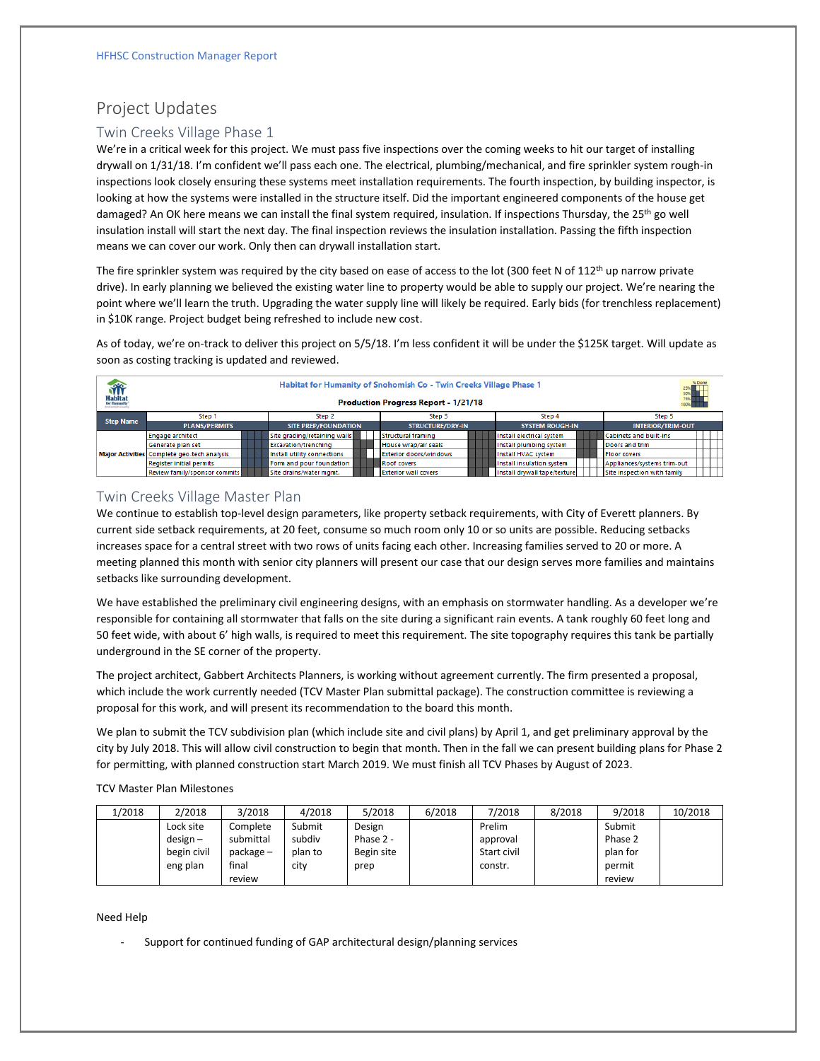# Project Updates

## Twin Creeks Village Phase 1

We're in a critical week for this project. We must pass five inspections over the coming weeks to hit our target of installing drywall on 1/31/18. I'm confident we'll pass each one. The electrical, plumbing/mechanical, and fire sprinkler system rough-in inspections look closely ensuring these systems meet installation requirements. The fourth inspection, by building inspector, is looking at how the systems were installed in the structure itself. Did the important engineered components of the house get damaged? An OK here means we can install the final system required, insulation. If inspections Thursday, the 25th go well insulation install will start the next day. The final inspection reviews the insulation installation. Passing the fifth inspection means we can cover our work. Only then can drywall installation start.

The fire sprinkler system was required by the city based on ease of access to the lot (300 feet N of 112th up narrow private drive). In early planning we believed the existing water line to property would be able to supply our project. We're nearing the point where we'll learn the truth. Upgrading the water supply line will likely be required. Early bids (for trenchless replacement) in $10K range. Project budget being refreshed to include new cost.

As of today, we're on-track to deliver this project on 5/5/18. I'm less confident it will be under the $125K target. Will update as soon as costing tracking is updated and reviewed.

**Habitat for Humanity of Snohomish Co - Twin Creeks Village Phase 1**

**Production Progress Report - 1/21/18**

| Step Name | Step 1 PLANS/PERMITS | Step 2 SITE PREP/FOUNDATION | Step 3 STRUCTURE/DRY-IN | Step 4 SYSTEM ROUGH-IN | Step 5 INTERIOR/TRIM-OUT |
|---|---|---|---|---|---|
| Major Activities | Engage architect | Site grading/retaining walls | Structural framing | Install electrical system | Cabinets and built-ins |
| | Generate plan set | Excavation/trenching | House wrap/air seals | Install plumbing system | Doors and trim |
| | Complete geo-tech analysis | Install utility connections | Exterior doors/windows | Install HVAC system | Floor covers |
| | Register initial permits | Form and pour foundation | Roof covers | Install insulation system | Appliances/systems trim-out |
| | Review family/sponsor commits | Site drains/water mgmt. | Exterior wall covers | Install drywall tape/texture | Site inspection with family |

## Twin Creeks Village Master Plan

We continue to establish top-level design parameters, like property setback requirements, with City of Everett planners. By current side setback requirements, at 20 feet, consume so much room only 10 or so units are possible. Reducing setbacks increases space for a central street with two rows of units facing each other. Increasing families served to 20 or more. A meeting planned this month with senior city planners will present our case that our design serves more families and maintains setbacks like surrounding development.

We have established the preliminary civil engineering designs, with an emphasis on stormwater handling. As a developer we're responsible for containing all stormwater that falls on the site during a significant rain events. A tank roughly 60 feet long and 50 feet wide, with about 6' high walls, is required to meet this requirement. The site topography requires this tank be partially underground in the SE corner of the property.

The project architect, Gabbert Architects Planners, is working without agreement currently. The firm presented a proposal, which include the work currently needed (TCV Master Plan submittal package). The construction committee is reviewing a proposal for this work, and will present its recommendation to the board this month.

We plan to submit the TCV subdivision plan (which include site and civil plans) by April 1, and get preliminary approval by the city by July 2018. This will allow civil construction to begin that month. Then in the fall we can present building plans for Phase 2 for permitting, with planned construction start March 2019. We must finish all TCV Phases by August of 2023.

TCV Master Plan Milestones

| 1/2018 | 2/2018 | 3/2018 | 4/2018 | 5/2018 | 6/2018 | 7/2018 | 8/2018 | 9/2018 | 10/2018 |
|---|---|---|---|---|---|---|---|---|---|
| | Lock site design – begin civil eng plan | Complete submittal package – final review | Submit subdiv plan to city | Design Phase 2 - Begin site prep | | Prelim approval Start civil constr. | | Submit Phase 2 plan for permit review | |

Need Help

- Support for continued funding of GAP architectural design/planning services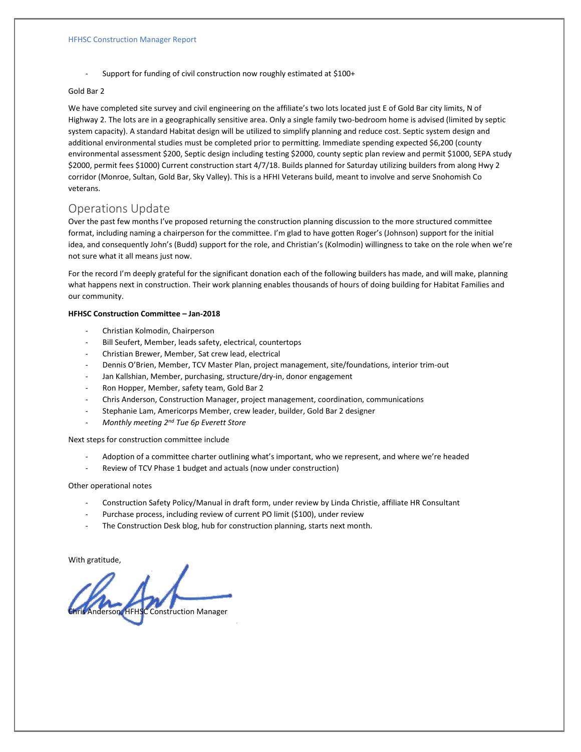- Support for funding of civil construction now roughly estimated at $100+

Gold Bar 2

We have completed site survey and civil engineering on the affiliate's two lots located just E of Gold Bar city limits, N of Highway 2. The lots are in a geographically sensitive area. Only a single family two-bedroom home is advised (limited by septic system capacity). A standard Habitat design will be utilized to simplify planning and reduce cost. Septic system design and additional environmental studies must be completed prior to permitting. Immediate spending expected $6,200 (county environmental assessment $200, Septic design including testing $2000, county septic plan review and permit $1000, SEPA study $2000, permit fees $1000) Current construction start 4/7/18. Builds planned for Saturday utilizing builders from along Hwy 2 corridor (Monroe, Sultan, Gold Bar, Sky Valley). This is a HFHI Veterans build, meant to involve and serve Snohomish Co veterans.

## Operations Update

Over the past few months I've proposed returning the construction planning discussion to the more structured committee format, including naming a chairperson for the committee. I'm glad to have gotten Roger's (Johnson) support for the initial idea, and consequently John's (Budd) support for the role, and Christian's (Kolmodin) willingness to take on the role when we're not sure what it all means just now.

For the record I'm deeply grateful for the significant donation each of the following builders has made, and will make, planning what happens next in construction. Their work planning enables thousands of hours of doing building for Habitat Families and our community.

**HFHSC Construction Committee – Jan-2018**

- Christian Kolmodin, Chairperson
- Bill Seufert, Member, leads safety, electrical, countertops
- Christian Brewer, Member, Sat crew lead, electrical
- Dennis O'Brien, Member, TCV Master Plan, project management, site/foundations, interior trim-out
- Jan Kallshian, Member, purchasing, structure/dry-in, donor engagement
- Ron Hopper, Member, safety team, Gold Bar 2
- Chris Anderson, Construction Manager, project management, coordination, communications
- Stephanie Lam, Americorps Member, crew leader, builder, Gold Bar 2 designer
- *Monthly meeting 2nd Tue 6p Everett Store*

Next steps for construction committee include

- Adoption of a committee charter outlining what's important, who we represent, and where we're headed
- Review of TCV Phase 1 budget and actuals (now under construction)

Other operational notes

- Construction Safety Policy/Manual in draft form, under review by Linda Christie, affiliate HR Consultant
- Purchase process, including review of current PO limit ($100), under review
- The Construction Desk blog, hub for construction planning, starts next month.

With gratitude,

Chris Anderson, HFHSC Construction Manager